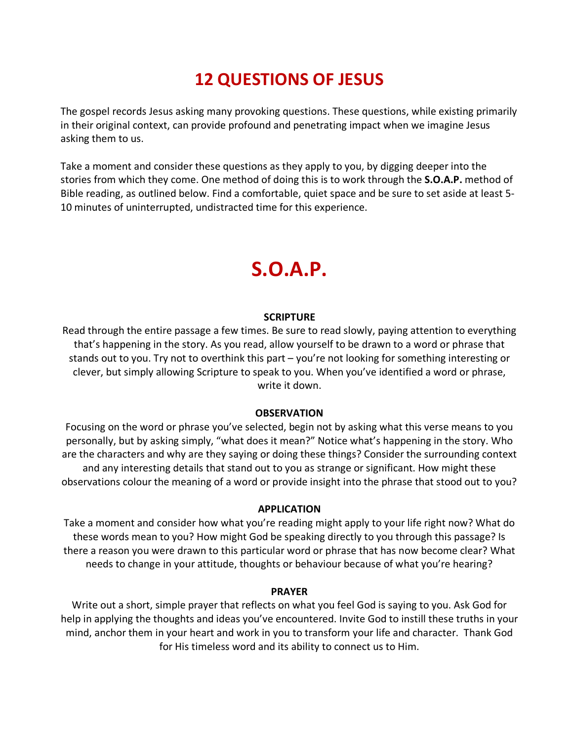# 12 QUESTIONS OF JESUS

The gospel records Jesus asking many provoking questions. These questions, while existing primarily in their original context, can provide profound and penetrating impact when we imagine Jesus asking them to us.

Take a moment and consider these questions as they apply to you, by digging deeper into the stories from which they come. One method of doing this is to work through the **S.O.A.P.** method of Bible reading, as outlined below. Find a comfortable, quiet space and be sure to set aside at least 5-10 minutes of uninterrupted, undistracted time for this experience.

# S.O.A.P.

### SCRIPTURE

Read through the entire passage a few times. Be sure to read slowly, paying attention to everything that's happening in the story. As you read, allow yourself to be drawn to a word or phrase that stands out to you. Try not to overthink this part – you're not looking for something interesting or clever, but simply allowing Scripture to speak to you. When you've identified a word or phrase, write it down.

### OBSERVATION

Focusing on the word or phrase you've selected, begin not by asking what this verse means to you personally, but by asking simply, "what does it mean?" Notice what's happening in the story. Who are the characters and why are they saying or doing these things? Consider the surrounding context and any interesting details that stand out to you as strange or significant. How might these observations colour the meaning of a word or provide insight into the phrase that stood out to you?

### APPLICATION

Take a moment and consider how what you're reading might apply to your life right now? What do these words mean to you? How might God be speaking directly to you through this passage? Is there a reason you were drawn to this particular word or phrase that has now become clear? What needs to change in your attitude, thoughts or behaviour because of what you're hearing?

### PRAYER

Write out a short, simple prayer that reflects on what you feel God is saying to you. Ask God for help in applying the thoughts and ideas you've encountered. Invite God to instill these truths in your mind, anchor them in your heart and work in you to transform your life and character. Thank God for His timeless word and its ability to connect us to Him.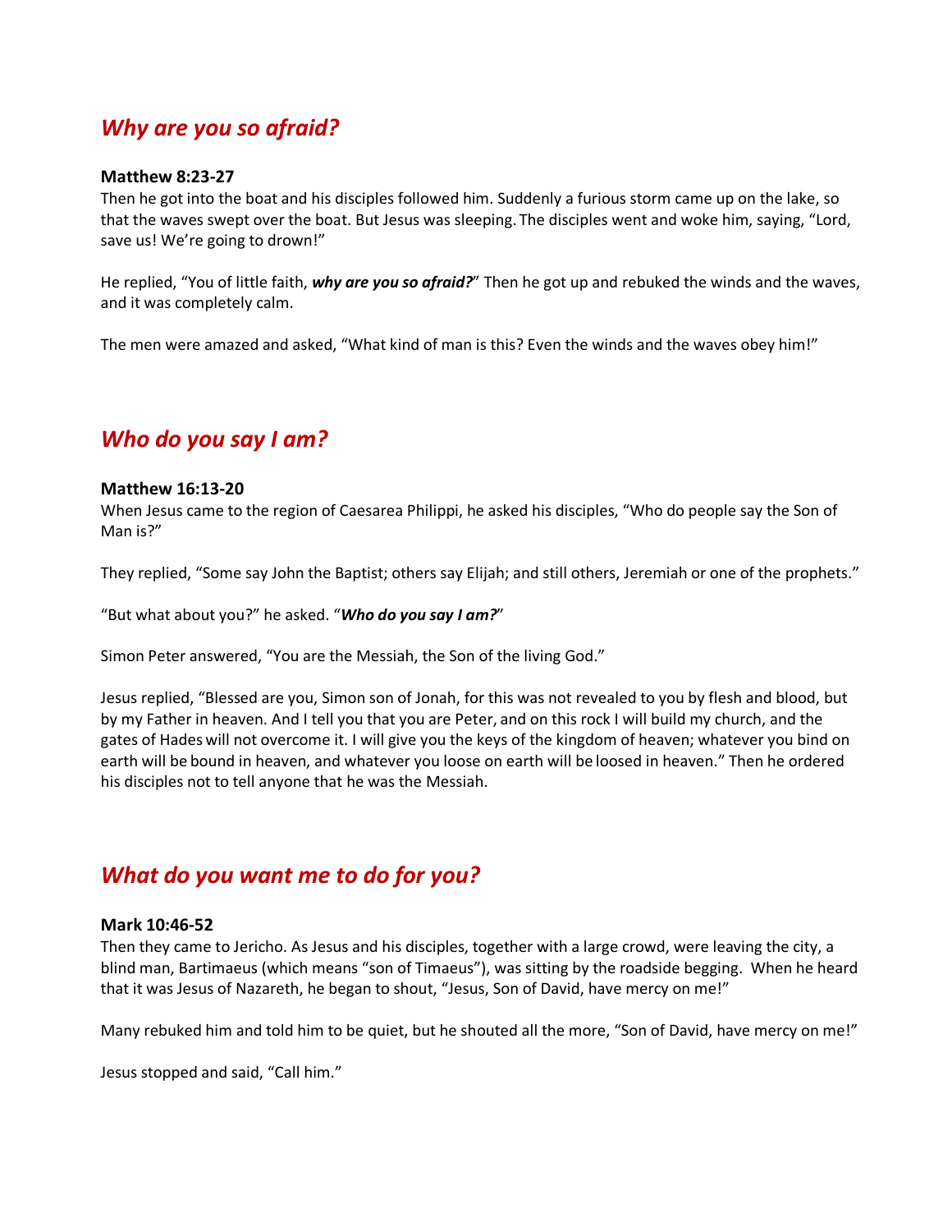## *Why are you so afraid?*

**Matthew 8:23-27**
Then he got into the boat and his disciples followed him. Suddenly a furious storm came up on the lake, so that the waves swept over the boat. But Jesus was sleeping. The disciples went and woke him, saying, "Lord, save us! We're going to drown!"

He replied, "You of little faith, ***why are you so afraid?***" Then he got up and rebuked the winds and the waves, and it was completely calm.

The men were amazed and asked, "What kind of man is this? Even the winds and the waves obey him!"

## *Who do you say I am?*

**Matthew 16:13-20**
When Jesus came to the region of Caesarea Philippi, he asked his disciples, "Who do people say the Son of Man is?"

They replied, "Some say John the Baptist; others say Elijah; and still others, Jeremiah or one of the prophets."

"But what about you?" he asked. "***Who do you say I am?***"

Simon Peter answered, "You are the Messiah, the Son of the living God."

Jesus replied, "Blessed are you, Simon son of Jonah, for this was not revealed to you by flesh and blood, but by my Father in heaven. And I tell you that you are Peter, and on this rock I will build my church, and the gates of Hades will not overcome it. I will give you the keys of the kingdom of heaven; whatever you bind on earth will be bound in heaven, and whatever you loose on earth will be loosed in heaven." Then he ordered his disciples not to tell anyone that he was the Messiah.

## *What do you want me to do for you?*

**Mark 10:46-52**
Then they came to Jericho. As Jesus and his disciples, together with a large crowd, were leaving the city, a blind man, Bartimaeus (which means "son of Timaeus"), was sitting by the roadside begging. When he heard that it was Jesus of Nazareth, he began to shout, "Jesus, Son of David, have mercy on me!"

Many rebuked him and told him to be quiet, but he shouted all the more, "Son of David, have mercy on me!"

Jesus stopped and said, "Call him."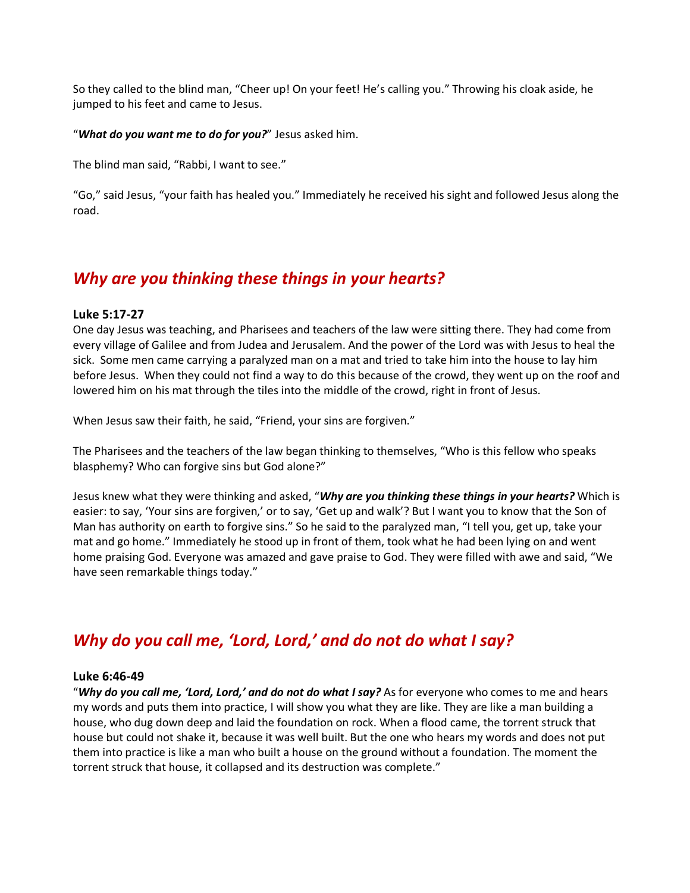So they called to the blind man, “Cheer up! On your feet! He’s calling you.” Throwing his cloak aside, he jumped to his feet and came to Jesus.

“***What do you want me to do for you?***” Jesus asked him.

The blind man said, “Rabbi, I want to see.”

“Go,” said Jesus, “your faith has healed you.” Immediately he received his sight and followed Jesus along the road.

## *Why are you thinking these things in your hearts?*

**Luke 5:17-27**

One day Jesus was teaching, and Pharisees and teachers of the law were sitting there. They had come from every village of Galilee and from Judea and Jerusalem. And the power of the Lord was with Jesus to heal the sick. Some men came carrying a paralyzed man on a mat and tried to take him into the house to lay him before Jesus. When they could not find a way to do this because of the crowd, they went up on the roof and lowered him on his mat through the tiles into the middle of the crowd, right in front of Jesus.

When Jesus saw their faith, he said, “Friend, your sins are forgiven.”

The Pharisees and the teachers of the law began thinking to themselves, “Who is this fellow who speaks blasphemy? Who can forgive sins but God alone?”

Jesus knew what they were thinking and asked, “***Why are you thinking these things in your hearts?*** Which is easier: to say, ‘Your sins are forgiven,’ or to say, ‘Get up and walk’? But I want you to know that the Son of Man has authority on earth to forgive sins.” So he said to the paralyzed man, “I tell you, get up, take your mat and go home.” Immediately he stood up in front of them, took what he had been lying on and went home praising God. Everyone was amazed and gave praise to God. They were filled with awe and said, “We have seen remarkable things today.”

## *Why do you call me, ‘Lord, Lord,’ and do not do what I say?*

**Luke 6:46-49**

“***Why do you call me, ‘Lord, Lord,’ and do not do what I say?*** As for everyone who comes to me and hears my words and puts them into practice, I will show you what they are like. They are like a man building a house, who dug down deep and laid the foundation on rock. When a flood came, the torrent struck that house but could not shake it, because it was well built. But the one who hears my words and does not put them into practice is like a man who built a house on the ground without a foundation. The moment the torrent struck that house, it collapsed and its destruction was complete.”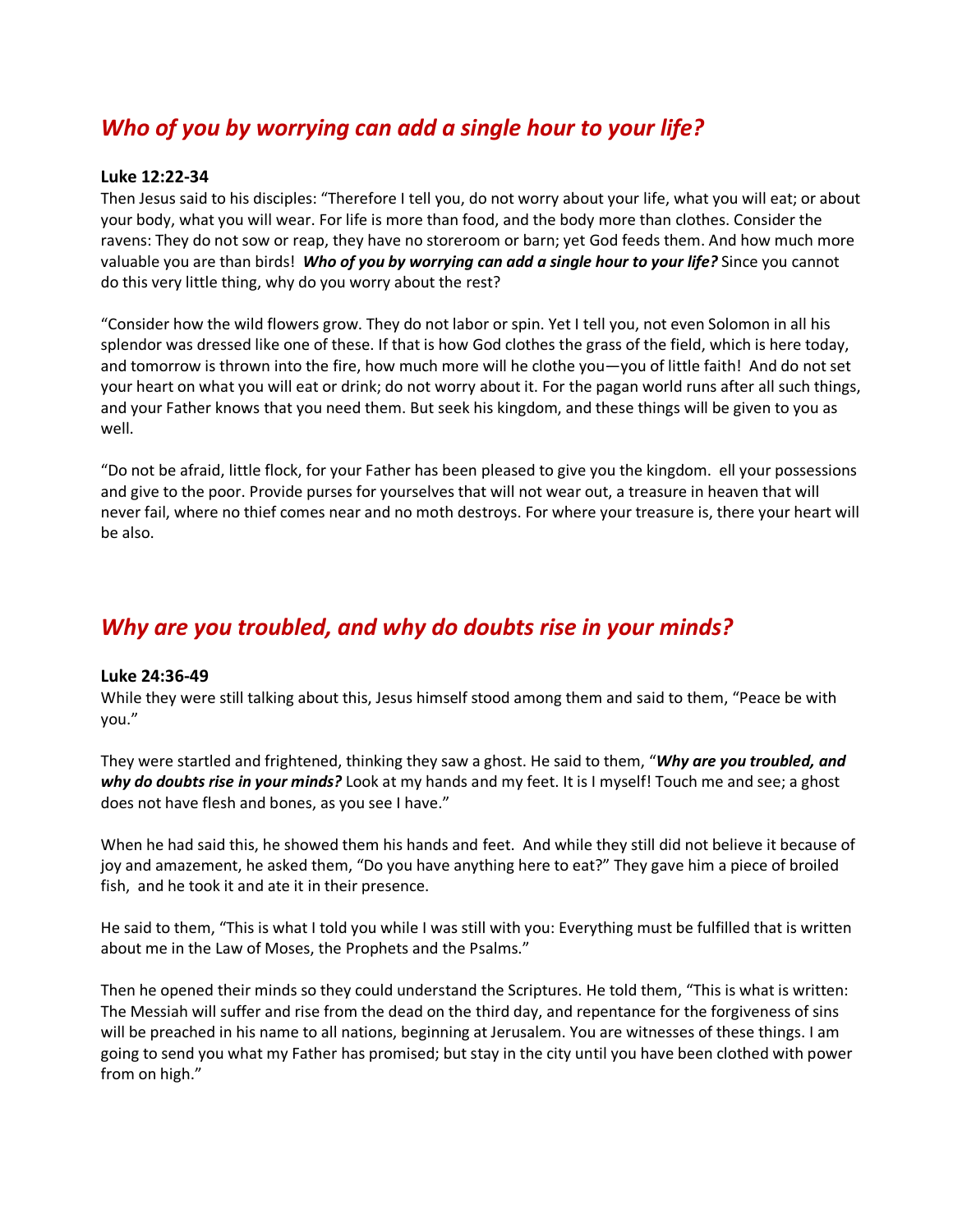## *Who of you by worrying can add a single hour to your life?*

**Luke 12:22-34**

Then Jesus said to his disciples: "Therefore I tell you, do not worry about your life, what you will eat; or about your body, what you will wear. For life is more than food, and the body more than clothes. Consider the ravens: They do not sow or reap, they have no storeroom or barn; yet God feeds them. And how much more valuable you are than birds! ***Who of you by worrying can add a single hour to your life?*** Since you cannot do this very little thing, why do you worry about the rest?

"Consider how the wild flowers grow. They do not labor or spin. Yet I tell you, not even Solomon in all his splendor was dressed like one of these. If that is how God clothes the grass of the field, which is here today, and tomorrow is thrown into the fire, how much more will he clothe you—you of little faith! And do not set your heart on what you will eat or drink; do not worry about it. For the pagan world runs after all such things, and your Father knows that you need them. But seek his kingdom, and these things will be given to you as well.

"Do not be afraid, little flock, for your Father has been pleased to give you the kingdom. ell your possessions and give to the poor. Provide purses for yourselves that will not wear out, a treasure in heaven that will never fail, where no thief comes near and no moth destroys. For where your treasure is, there your heart will be also.

## *Why are you troubled, and why do doubts rise in your minds?*

**Luke 24:36-49**

While they were still talking about this, Jesus himself stood among them and said to them, "Peace be with you."

They were startled and frightened, thinking they saw a ghost. He said to them, "***Why are you troubled, and why do doubts rise in your minds?*** Look at my hands and my feet. It is I myself! Touch me and see; a ghost does not have flesh and bones, as you see I have."

When he had said this, he showed them his hands and feet. And while they still did not believe it because of joy and amazement, he asked them, "Do you have anything here to eat?" They gave him a piece of broiled fish, and he took it and ate it in their presence.

He said to them, "This is what I told you while I was still with you: Everything must be fulfilled that is written about me in the Law of Moses, the Prophets and the Psalms."

Then he opened their minds so they could understand the Scriptures. He told them, "This is what is written: The Messiah will suffer and rise from the dead on the third day, and repentance for the forgiveness of sins will be preached in his name to all nations, beginning at Jerusalem. You are witnesses of these things. I am going to send you what my Father has promised; but stay in the city until you have been clothed with power from on high."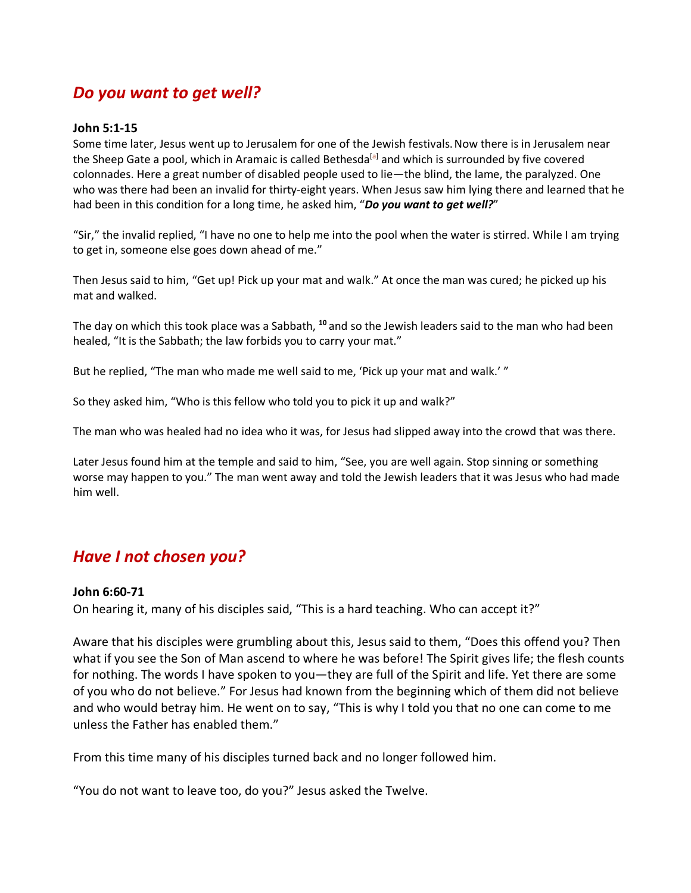## *Do you want to get well?*

**John 5:1-15**

Some time later, Jesus went up to Jerusalem for one of the Jewish festivals. Now there is in Jerusalem near the Sheep Gate a pool, which in Aramaic is called Bethesda[a] and which is surrounded by five covered colonnades. Here a great number of disabled people used to lie—the blind, the lame, the paralyzed. One who was there had been an invalid for thirty-eight years. When Jesus saw him lying there and learned that he had been in this condition for a long time, he asked him, "***Do you want to get well?***"

"Sir," the invalid replied, "I have no one to help me into the pool when the water is stirred. While I am trying to get in, someone else goes down ahead of me."

Then Jesus said to him, "Get up! Pick up your mat and walk." At once the man was cured; he picked up his mat and walked.

The day on which this took place was a Sabbath, **10** and so the Jewish leaders said to the man who had been healed, "It is the Sabbath; the law forbids you to carry your mat."

But he replied, "The man who made me well said to me, 'Pick up your mat and walk.' "

So they asked him, "Who is this fellow who told you to pick it up and walk?"

The man who was healed had no idea who it was, for Jesus had slipped away into the crowd that was there.

Later Jesus found him at the temple and said to him, "See, you are well again. Stop sinning or something worse may happen to you." The man went away and told the Jewish leaders that it was Jesus who had made him well.

## *Have I not chosen you?*

**John 6:60-71**

On hearing it, many of his disciples said, "This is a hard teaching. Who can accept it?"

Aware that his disciples were grumbling about this, Jesus said to them, "Does this offend you? Then what if you see the Son of Man ascend to where he was before! The Spirit gives life; the flesh counts for nothing. The words I have spoken to you—they are full of the Spirit and life. Yet there are some of you who do not believe." For Jesus had known from the beginning which of them did not believe and who would betray him. He went on to say, "This is why I told you that no one can come to me unless the Father has enabled them."

From this time many of his disciples turned back and no longer followed him.

"You do not want to leave too, do you?" Jesus asked the Twelve.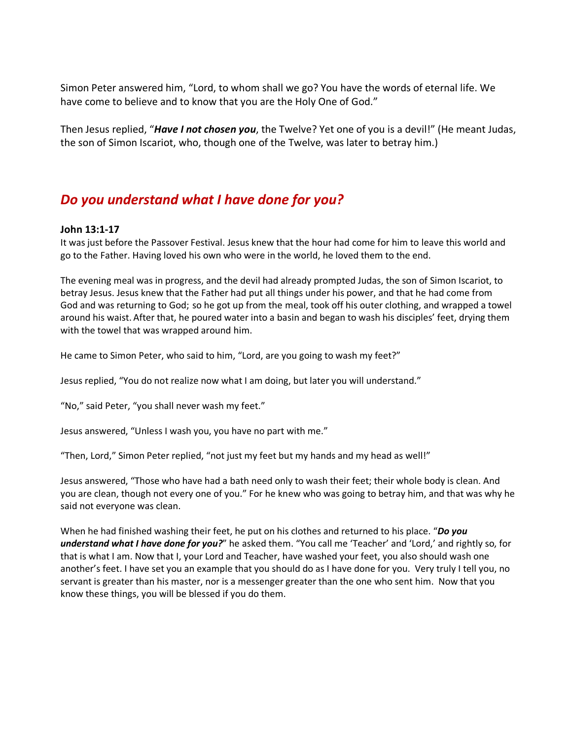Simon Peter answered him, "Lord, to whom shall we go? You have the words of eternal life. We have come to believe and to know that you are the Holy One of God."

Then Jesus replied, "***Have I not chosen you***, the Twelve? Yet one of you is a devil!" (He meant Judas, the son of Simon Iscariot, who, though one of the Twelve, was later to betray him.)

## *Do you understand what I have done for you?*

**John 13:1-17**
It was just before the Passover Festival. Jesus knew that the hour had come for him to leave this world and go to the Father. Having loved his own who were in the world, he loved them to the end.

The evening meal was in progress, and the devil had already prompted Judas, the son of Simon Iscariot, to betray Jesus. Jesus knew that the Father had put all things under his power, and that he had come from God and was returning to God; so he got up from the meal, took off his outer clothing, and wrapped a towel around his waist. After that, he poured water into a basin and began to wash his disciples' feet, drying them with the towel that was wrapped around him.

He came to Simon Peter, who said to him, "Lord, are you going to wash my feet?"

Jesus replied, "You do not realize now what I am doing, but later you will understand."

"No," said Peter, "you shall never wash my feet."

Jesus answered, "Unless I wash you, you have no part with me."

"Then, Lord," Simon Peter replied, "not just my feet but my hands and my head as well!"

Jesus answered, "Those who have had a bath need only to wash their feet; their whole body is clean. And you are clean, though not every one of you." For he knew who was going to betray him, and that was why he said not everyone was clean.

When he had finished washing their feet, he put on his clothes and returned to his place. "***Do you understand what I have done for you?***" he asked them. "You call me 'Teacher' and 'Lord,' and rightly so, for that is what I am. Now that I, your Lord and Teacher, have washed your feet, you also should wash one another's feet. I have set you an example that you should do as I have done for you. Very truly I tell you, no servant is greater than his master, nor is a messenger greater than the one who sent him. Now that you know these things, you will be blessed if you do them.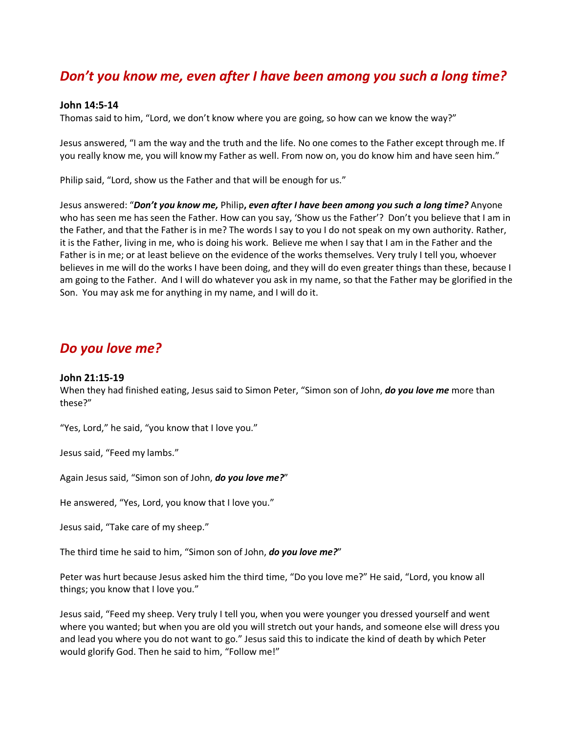## *Don't you know me, even after I have been among you such a long time?*

**John 14:5-14**

Thomas said to him, "Lord, we don't know where you are going, so how can we know the way?"

Jesus answered, "I am the way and the truth and the life. No one comes to the Father except through me. If you really know me, you will know my Father as well. From now on, you do know him and have seen him."

Philip said, "Lord, show us the Father and that will be enough for us."

Jesus answered: "***Don't you know me,*** Philip**,** ***even after I have been among you such a long time?*** Anyone who has seen me has seen the Father. How can you say, 'Show us the Father'? Don't you believe that I am in the Father, and that the Father is in me? The words I say to you I do not speak on my own authority. Rather, it is the Father, living in me, who is doing his work. Believe me when I say that I am in the Father and the Father is in me; or at least believe on the evidence of the works themselves. Very truly I tell you, whoever believes in me will do the works I have been doing, and they will do even greater things than these, because I am going to the Father. And I will do whatever you ask in my name, so that the Father may be glorified in the Son. You may ask me for anything in my name, and I will do it.

## *Do you love me?*

**John 21:15-19**

When they had finished eating, Jesus said to Simon Peter, "Simon son of John, ***do you love me*** more than these?"

"Yes, Lord," he said, "you know that I love you."

Jesus said, "Feed my lambs."

Again Jesus said, "Simon son of John, ***do you love me?***"

He answered, "Yes, Lord, you know that I love you."

Jesus said, "Take care of my sheep."

The third time he said to him, "Simon son of John, ***do you love me?***"

Peter was hurt because Jesus asked him the third time, "Do you love me?" He said, "Lord, you know all things; you know that I love you."

Jesus said, "Feed my sheep. Very truly I tell you, when you were younger you dressed yourself and went where you wanted; but when you are old you will stretch out your hands, and someone else will dress you and lead you where you do not want to go." Jesus said this to indicate the kind of death by which Peter would glorify God. Then he said to him, "Follow me!"